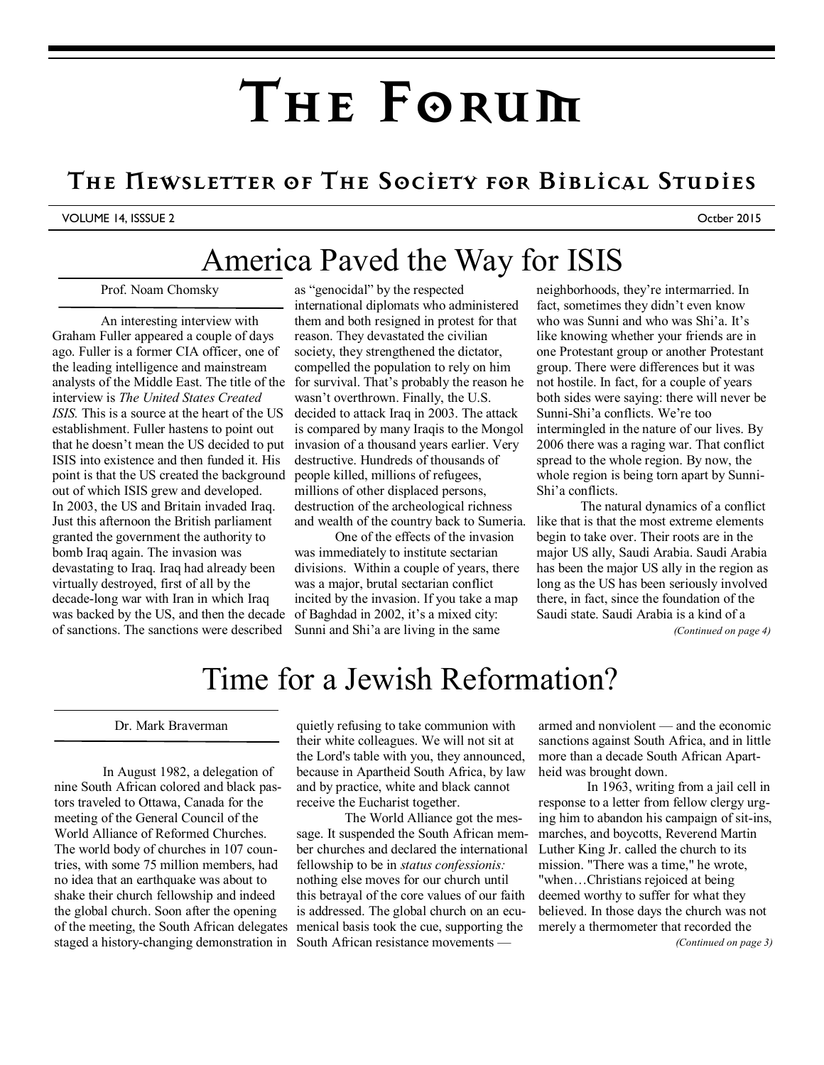# The Forum

## The Newsletter of The Society for Biblical Studies

VOLUME 14, ISSSUE 2 — Octber 2015

# America Paved the Way for ISIS

Prof. Noam Chomsky

An interesting interview with Graham Fuller appeared a couple of days ago. Fuller is a former CIA officer, one of the leading intelligence and mainstream analysts of the Middle East. The title of the interview is *The United States Created ISIS.* This is a source at the heart of the US establishment. Fuller hastens to point out that he doesn't mean the US decided to put ISIS into existence and then funded it. His point is that the US created the background out of which ISIS grew and developed. In 2003, the US and Britain invaded Iraq. Just this afternoon the British parliament granted the government the authority to bomb Iraq again. The invasion was devastating to Iraq. Iraq had already been virtually destroyed, first of all by the decade-long war with Iran in which Iraq was backed by the US, and then the decade of sanctions. The sanctions were described as "genocidal" by the respected international diplomats who administered them and both resigned in protest for that reason. They devastated the civilian society, they strengthened the dictator, compelled the population to rely on him for survival. That's probably the reason he wasn't overthrown. Finally, the U.S. decided to attack Iraq in 2003. The attack is compared by many Iraqis to the Mongol invasion of a thousand years earlier. Very destructive. Hundreds of thousands of people killed, millions of refugees, millions of other displaced persons, destruction of the archeological richness and wealth of the country back to Sumeria.

One of the effects of the invasion was immediately to institute sectarian divisions. Within a couple of years, there was a major, brutal sectarian conflict incited by the invasion. If you take a map of Baghdad in 2002, it's a mixed city: Sunni and Shi'a are living in the same neighborhoods, they're intermarried. In fact, sometimes they didn't even know who was Sunni and who was Shi'a. It's like knowing whether your friends are in one Protestant group or another Protestant group. There were differences but it was not hostile. In fact, for a couple of years both sides were saying: there will never be Sunni-Shi'a conflicts. We're too intermingled in the nature of our lives. By 2006 there was a raging war. That conflict spread to the whole region. By now, the whole region is being torn apart by Sunni-Shi'a conflicts.

The natural dynamics of a conflict like that is that the most extreme elements begin to take over. Their roots are in the major US ally, Saudi Arabia. Saudi Arabia has been the major US ally in the region as long as the US has been seriously involved there, in fact, since the foundation of the Saudi state. Saudi Arabia is a kind of a

*(Continued on page 4)*

# Time for a Jewish Reformation?

Dr. Mark Braverman

In August 1982, a delegation of nine South African colored and black pastors traveled to Ottawa, Canada for the meeting of the General Council of the World Alliance of Reformed Churches. The world body of churches in 107 countries, with some 75 million members, had no idea that an earthquake was about to shake their church fellowship and indeed the global church. Soon after the opening of the meeting, the South African delegates staged a history-changing demonstration in quietly refusing to take communion with their white colleagues. We will not sit at the Lord's table with you, they announced, because in Apartheid South Africa, by law and by practice, white and black cannot receive the Eucharist together.

The World Alliance got the message. It suspended the South African member churches and declared the international fellowship to be in *status confessionis:* nothing else moves for our church until this betrayal of the core values of our faith is addressed. The global church on an ecumenical basis took the cue, supporting the South African resistance movements — armed and nonviolent — and the economic sanctions against South Africa, and in little more than a decade South African Apartheid was brought down.

In 1963, writing from a jail cell in response to a letter from fellow clergy urging him to abandon his campaign of sit-ins, marches, and boycotts, Reverend Martin Luther King Jr. called the church to its mission. "There was a time," he wrote, "when…Christians rejoiced at being deemed worthy to suffer for what they believed. In those days the church was not merely a thermometer that recorded the

*(Continued on page 3)*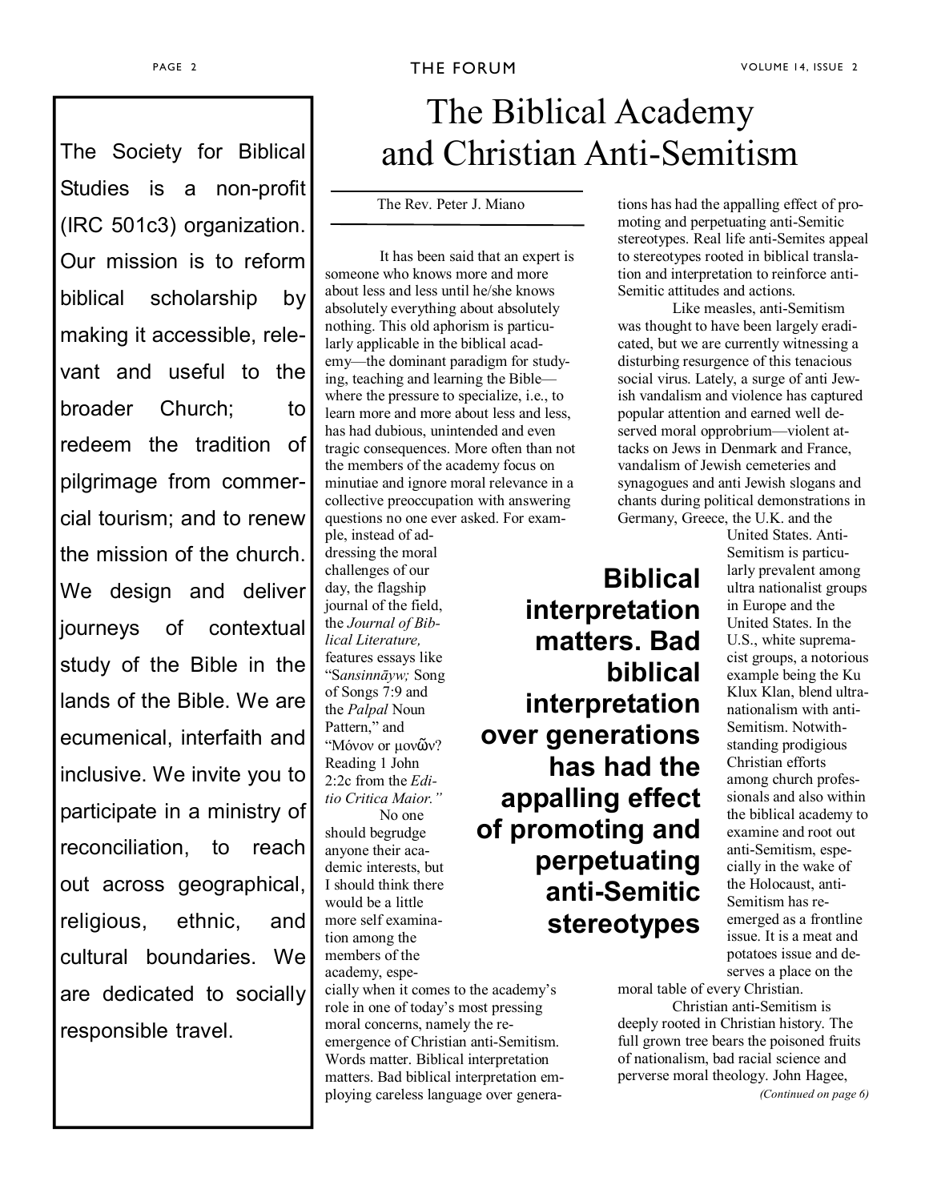The Society for Biblical Studies is a non-profit (IRC 501c3) organization. Our mission is to reform biblical scholarship by making it accessible, relevant and useful to the broader Church; to redeem the tradition of pilgrimage from commercial tourism; and to renew the mission of the church. We design and deliver journeys of contextual study of the Bible in the lands of the Bible. We are ecumenical, interfaith and inclusive. We invite you to participate in a ministry of reconciliation, to reach out across geographical, religious, ethnic, and cultural boundaries. We are dedicated to socially responsible travel.

# The Biblical Academy and Christian Anti-Semitism

The Rev. Peter J. Miano

It has been said that an expert is someone who knows more and more about less and less until he/she knows absolutely everything about absolutely nothing. This old aphorism is particularly applicable in the biblical academy—the dominant paradigm for studying, teaching and learning the Bible—where the pressure to specialize, i.e., to learn more and more about less and less, has had dubious, unintended and even tragic consequences. More often than not the members of the academy focus on minutiae and ignore moral relevance in a collective preoccupation with answering questions no one ever asked. For example, instead of addressing the moral challenges of our day, the flagship journal of the field, the *Journal of Biblical Literature,* features essays like "S*ansinnāyw;* Song of Songs 7:9 and the *Palpal* Noun Pattern," and "Μόνον or μονῶν? Reading 1 John 2:2c from the *Editio Critica Maior.*"

No one should begrudge anyone their academic interests, but I should think there would be a little more self examination among the members of the academy, especially when it comes to the academy's role in one of today's most pressing moral concerns, namely the re-emergence of Christian anti-Semitism. Words matter. Biblical interpretation matters. Bad biblical interpretation employing careless language over generations has had the appalling effect of promoting and perpetuating anti-Semitic stereotypes. Real life anti-Semites appeal to stereotypes rooted in biblical translation and interpretation to reinforce anti-Semitic attitudes and actions.

**Biblical interpretation matters. Bad biblical interpretation over generations has had the appalling effect of promoting and perpetuating anti-Semitic stereotypes**

Like measles, anti-Semitism was thought to have been largely eradicated, but we are currently witnessing a disturbing resurgence of this tenacious social virus. Lately, a surge of anti Jewish vandalism and violence has captured popular attention and earned well deserved moral opprobrium—violent attacks on Jews in Denmark and France, vandalism of Jewish cemeteries and synagogues and anti Jewish slogans and chants during political demonstrations in Germany, Greece, the U.K. and the United States. Anti-Semitism is particularly prevalent among ultra nationalist groups in Europe and the United States. In the U.S., white supremacist groups, a notorious example being the Ku Klux Klan, blend ultra-nationalism with anti-Semitism. Notwithstanding prodigious Christian efforts among church professionals and also within the biblical academy to examine and root out anti-Semitism, especially in the wake of the Holocaust, anti-Semitism has re-emerged as a frontline issue. It is a meat and potatoes issue and deserves a place on the moral table of every Christian.

Christian anti-Semitism is deeply rooted in Christian history. The full grown tree bears the poisoned fruits of nationalism, bad racial science and perverse moral theology. John Hagee,

*(Continued on page 6)*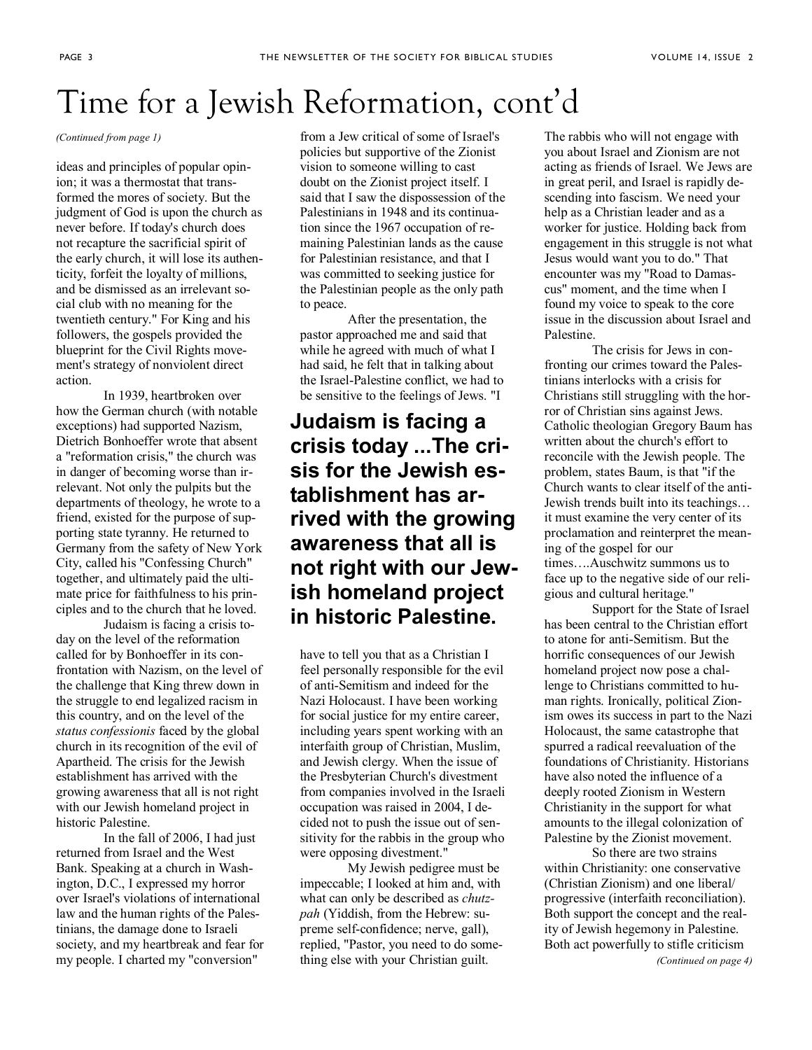# Time for a Jewish Reformation, cont'd

*(Continued from page 1)*

ideas and principles of popular opinion; it was a thermostat that transformed the mores of society. But the judgment of God is upon the church as never before. If today's church does not recapture the sacrificial spirit of the early church, it will lose its authenticity, forfeit the loyalty of millions, and be dismissed as an irrelevant social club with no meaning for the twentieth century." For King and his followers, the gospels provided the blueprint for the Civil Rights movement's strategy of nonviolent direct action.

In 1939, heartbroken over how the German church (with notable exceptions) had supported Nazism, Dietrich Bonhoeffer wrote that absent a "reformation crisis," the church was in danger of becoming worse than irrelevant. Not only the pulpits but the departments of theology, he wrote to a friend, existed for the purpose of supporting state tyranny. He returned to Germany from the safety of New York City, called his "Confessing Church" together, and ultimately paid the ultimate price for faithfulness to his principles and to the church that he loved.

Judaism is facing a crisis today on the level of the reformation called for by Bonhoeffer in its confrontation with Nazism, on the level of the challenge that King threw down in the struggle to end legalized racism in this country, and on the level of the *status confessionis* faced by the global church in its recognition of the evil of Apartheid. The crisis for the Jewish establishment has arrived with the growing awareness that all is not right with our Jewish homeland project in historic Palestine.

In the fall of 2006, I had just returned from Israel and the West Bank. Speaking at a church in Washington, D.C., I expressed my horror over Israel's violations of international law and the human rights of the Palestinians, the damage done to Israeli society, and my heartbreak and fear for my people. I charted my "conversion" from a Jew critical of some of Israel's policies but supportive of the Zionist vision to someone willing to cast doubt on the Zionist project itself. I said that I saw the dispossession of the Palestinians in 1948 and its continuation since the 1967 occupation of remaining Palestinian lands as the cause for Palestinian resistance, and that I was committed to seeking justice for the Palestinian people as the only path to peace.

After the presentation, the pastor approached me and said that while he agreed with much of what I had said, he felt that in talking about the Israel-Palestine conflict, we had to be sensitive to the feelings of Jews. "I have to tell you that as a Christian I feel personally responsible for the evil of anti-Semitism and indeed for the Nazi Holocaust. I have been working for social justice for my entire career, including years spent working with an interfaith group of Christian, Muslim, and Jewish clergy. When the issue of the Presbyterian Church's divestment from companies involved in the Israeli occupation was raised in 2004, I decided not to push the issue out of sensitivity for the rabbis in the group who were opposing divestment."

**Judaism is facing a crisis today ...The crisis for the Jewish establishment has arrived with the growing awareness that all is not right with our Jewish homeland project in historic Palestine.**

My Jewish pedigree must be impeccable; I looked at him and, with what can only be described as *chutzpah* (Yiddish, from the Hebrew: supreme self-confidence; nerve, gall), replied, "Pastor, you need to do something else with your Christian guilt. The rabbis who will not engage with you about Israel and Zionism are not acting as friends of Israel. We Jews are in great peril, and Israel is rapidly descending into fascism. We need your help as a Christian leader and as a worker for justice. Holding back from engagement in this struggle is not what Jesus would want you to do." That encounter was my "Road to Damascus" moment, and the time when I found my voice to speak to the core issue in the discussion about Israel and Palestine.

The crisis for Jews in confronting our crimes toward the Palestinians interlocks with a crisis for Christians still struggling with the horror of Christian sins against Jews. Catholic theologian Gregory Baum has written about the church's effort to reconcile with the Jewish people. The problem, states Baum, is that "if the Church wants to clear itself of the anti-Jewish trends built into its teachings… it must examine the very center of its proclamation and reinterpret the meaning of the gospel for our times….Auschwitz summons us to face up to the negative side of our religious and cultural heritage."

Support for the State of Israel has been central to the Christian effort to atone for anti-Semitism. But the horrific consequences of our Jewish homeland project now pose a challenge to Christians committed to human rights. Ironically, political Zionism owes its success in part to the Nazi Holocaust, the same catastrophe that spurred a radical reevaluation of the foundations of Christianity. Historians have also noted the influence of a deeply rooted Zionism in Western Christianity in the support for what amounts to the illegal colonization of Palestine by the Zionist movement.

So there are two strains within Christianity: one conservative (Christian Zionism) and one liberal/progressive (interfaith reconciliation). Both support the concept and the reality of Jewish hegemony in Palestine. Both act powerfully to stifle criticism

*(Continued on page 4)*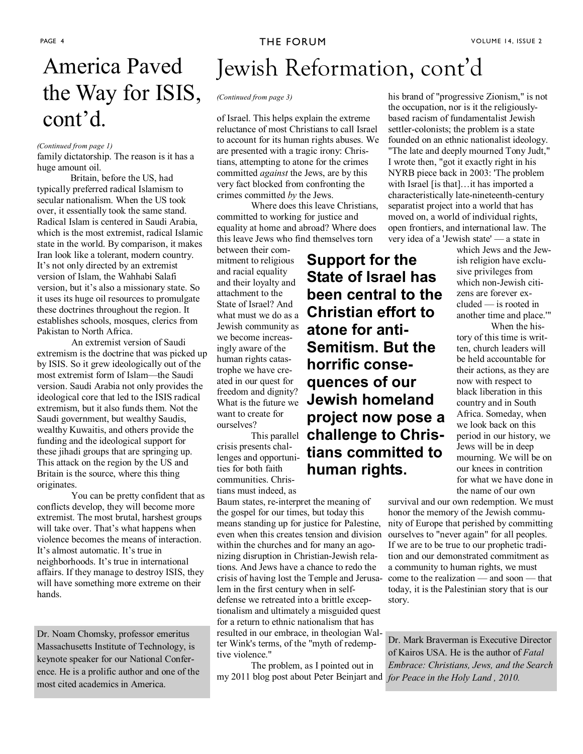# America Paved the Way for ISIS, cont'd.

*(Continued from page 1)*

family dictatorship. The reason is it has a huge amount oil.

Britain, before the US, had typically preferred radical Islamism to secular nationalism. When the US took over, it essentially took the same stand. Radical Islam is centered in Saudi Arabia, which is the most extremist, radical Islamic state in the world. By comparison, it makes Iran look like a tolerant, modern country. It's not only directed by an extremist version of Islam, the Wahhabi Salafi version, but it's also a missionary state. So it uses its huge oil resources to promulgate these doctrines throughout the region. It establishes schools, mosques, clerics from Pakistan to North Africa.

An extremist version of Saudi extremism is the doctrine that was picked up by ISIS. So it grew ideologically out of the most extremist form of Islam—the Saudi version. Saudi Arabia not only provides the ideological core that led to the ISIS radical extremism, but it also funds them. Not the Saudi government, but wealthy Saudis, wealthy Kuwaitis, and others provide the funding and the ideological support for these jihadi groups that are springing up. This attack on the region by the US and Britain is the source, where this thing originates.

You can be pretty confident that as conflicts develop, they will become more extremist. The most brutal, harshest groups will take over. That's what happens when violence becomes the means of interaction. It's almost automatic. It's true in neighborhoods. It's true in international affairs. If they manage to destroy ISIS, they will have something more extreme on their hands.

Dr. Noam Chomsky, professor emeritus Massachusetts Institute of Technology, is keynote speaker for our National Conference. He is a prolific author and one of the most cited academics in America.

# Jewish Reformation, cont'd

*(Continued from page 3)*

of Israel. This helps explain the extreme reluctance of most Christians to call Israel to account for its human rights abuses. We are presented with a tragic irony: Christians, attempting to atone for the crimes committed *against* the Jews, are by this very fact blocked from confronting the crimes committed *by* the Jews.

Where does this leave Christians, committed to working for justice and equality at home and abroad? Where does this leave Jews who find themselves torn between their commitment to religious and racial equality and their loyalty and attachment to the State of Israel? And what must we do as a Jewish community as we become increasingly aware of the human rights catastrophe we have created in our quest for freedom and dignity? What is the future we want to create for ourselves?

**Support for the State of Israel has been central to the Christian effort to atone for anti-Semitism. But the horrific consequences of our Jewish homeland project now pose a challenge to Christians committed to human rights.**

This parallel crisis presents challenges and opportunities for both faith communities. Christians must indeed, as Baum states, re-interpret the meaning of the gospel for our times, but today this means standing up for justice for Palestine, even when this creates tension and division within the churches and for many an agonizing disruption in Christian-Jewish relations. And Jews have a chance to redo the crisis of having lost the Temple and Jerusalem in the first century when in self-defense we retreated into a brittle exceptionalism and ultimately a misguided quest for a return to ethnic nationalism that has resulted in our embrace, in theologian Walter Wink's terms, of the "myth of redemptive violence."

The problem, as I pointed out in my 2011 blog post about Peter Beinjart and his brand of "progressive Zionism," is not the occupation, nor is it the religiously-based racism of fundamentalist Jewish settler-colonists; the problem is a state founded on an ethnic nationalist ideology. "The late and deeply mourned Tony Judt," I wrote then, "got it exactly right in his NYRB piece back in 2003: 'The problem with Israel [is that]…it has imported a characteristically late-nineteenth-century separatist project into a world that has moved on, a world of individual rights, open frontiers, and international law. The very idea of a 'Jewish state' — a state in which Jews and the Jewish religion have exclusive privileges from which non-Jewish citizens are forever excluded — is rooted in another time and place.'"

When the history of this time is written, church leaders will be held accountable for their actions, as they are now with respect to black liberation in this country and in South Africa. Someday, when we look back on this period in our history, we Jews will be in deep mourning. We will be on our knees in contrition for what we have done in the name of our own survival and our own redemption. We must honor the memory of the Jewish community of Europe that perished by committing ourselves to "never again" for all peoples. If we are to be true to our prophetic tradition and our demonstrated commitment as a community to human rights, we must come to the realization — and soon — that today, it is the Palestinian story that is our story.

Dr. Mark Braverman is Executive Director of Kairos USA. He is the author of *Fatal Embrace: Christians, Jews, and the Search for Peace in the Holy Land , 2010.*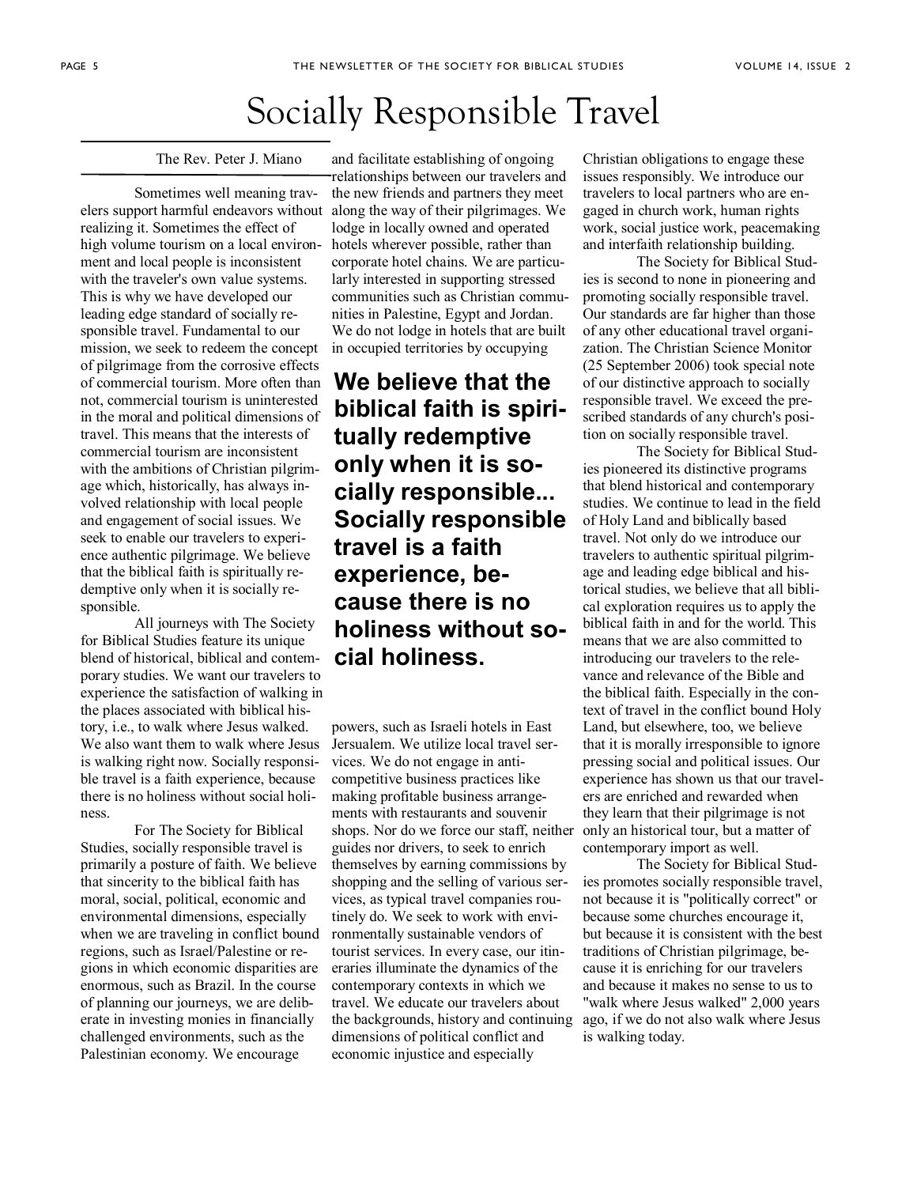# Socially Responsible Travel

The Rev. Peter J. Miano

Sometimes well meaning travelers support harmful endeavors without realizing it. Sometimes the effect of high volume tourism on a local environment and local people is inconsistent with the traveler's own value systems. This is why we have developed our leading edge standard of socially responsible travel. Fundamental to our mission, we seek to redeem the concept of pilgrimage from the corrosive effects of commercial tourism. More often than not, commercial tourism is uninterested in the moral and political dimensions of travel. This means that the interests of commercial tourism are inconsistent with the ambitions of Christian pilgrimage which, historically, has always involved relationship with local people and engagement of social issues. We seek to enable our travelers to experience authentic pilgrimage. We believe that the biblical faith is spiritually redemptive only when it is socially responsible.

All journeys with The Society for Biblical Studies feature its unique blend of historical, biblical and contemporary studies. We want our travelers to experience the satisfaction of walking in the places associated with biblical history, i.e., to walk where Jesus walked. We also want them to walk where Jesus is walking right now. Socially responsible travel is a faith experience, because there is no holiness without social holiness.

For The Society for Biblical Studies, socially responsible travel is primarily a posture of faith. We believe that sincerity to the biblical faith has moral, social, political, economic and environmental dimensions, especially when we are traveling in conflict bound regions, such as Israel/Palestine or regions in which economic disparities are enormous, such as Brazil. In the course of planning our journeys, we are deliberate in investing monies in financially challenged environments, such as the Palestinian economy. We encourage and facilitate establishing of ongoing relationships between our travelers and the new friends and partners they meet along the way of their pilgrimages. We lodge in locally owned and operated hotels wherever possible, rather than corporate hotel chains. We are particularly interested in supporting stressed communities such as Christian communities in Palestine, Egypt and Jordan. We do not lodge in hotels that are built in occupied territories by occupying powers, such as Israeli hotels in East Jersualem. We utilize local travel services. We do not engage in anti-competitive business practices like making profitable business arrangements with restaurants and souvenir shops. Nor do we force our staff, neither guides nor drivers, to seek to enrich themselves by earning commissions by shopping and the selling of various services, as typical travel companies routinely do. We seek to work with environmentally sustainable vendors of tourist services. In every case, our itineraries illuminate the dynamics of the contemporary contexts in which we travel. We educate our travelers about the backgrounds, history and continuing dimensions of political conflict and economic injustice and especially Christian obligations to engage these issues responsibly. We introduce our travelers to local partners who are engaged in church work, human rights work, social justice work, peacemaking and interfaith relationship building.

**We believe that the biblical faith is spiritually redemptive only when it is socially responsible... Socially responsible travel is a faith experience, because there is no holiness without social holiness.**

The Society for Biblical Studies is second to none in pioneering and promoting socially responsible travel. Our standards are far higher than those of any other educational travel organization. The Christian Science Monitor (25 September 2006) took special note of our distinctive approach to socially responsible travel. We exceed the prescribed standards of any church's position on socially responsible travel.

The Society for Biblical Studies pioneered its distinctive programs that blend historical and contemporary studies. We continue to lead in the field of Holy Land and biblically based travel. Not only do we introduce our travelers to authentic spiritual pilgrimage and leading edge biblical and historical studies, we believe that all biblical exploration requires us to apply the biblical faith in and for the world. This means that we are also committed to introducing our travelers to the relevance and relevance of the Bible and the biblical faith. Especially in the context of travel in the conflict bound Holy Land, but elsewhere, too, we believe that it is morally irresponsible to ignore pressing social and political issues. Our experience has shown us that our travelers are enriched and rewarded when they learn that their pilgrimage is not only an historical tour, but a matter of contemporary import as well.

The Society for Biblical Studies promotes socially responsible travel, not because it is "politically correct" or because some churches encourage it, but because it is consistent with the best traditions of Christian pilgrimage, because it is enriching for our travelers and because it makes no sense to us to "walk where Jesus walked" 2,000 years ago, if we do not also walk where Jesus is walking today.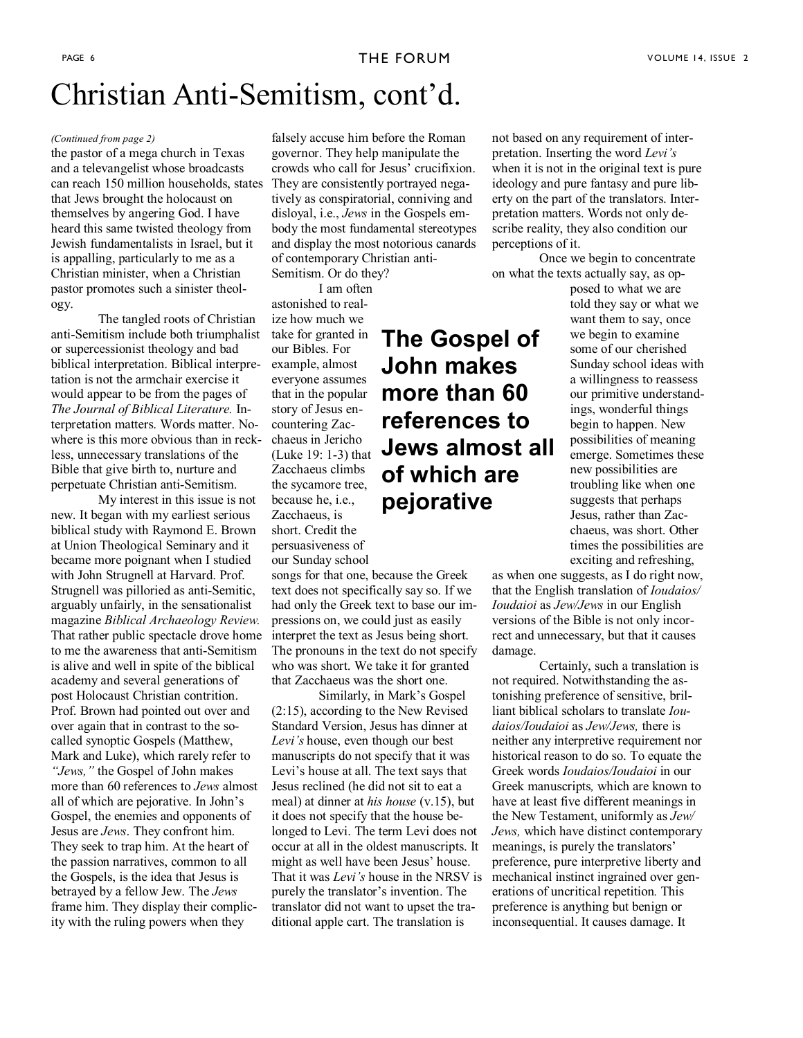# Christian Anti-Semitism, cont'd.

*(Continued from page 2)*

the pastor of a mega church in Texas and a televangelist whose broadcasts can reach 150 million households, states that Jews brought the holocaust on themselves by angering God. I have heard this same twisted theology from Jewish fundamentalists in Israel, but it is appalling, particularly to me as a Christian minister, when a Christian pastor promotes such a sinister theology.

The tangled roots of Christian anti-Semitism include both triumphalist or supercessionist theology and bad biblical interpretation. Biblical interpretation is not the armchair exercise it would appear to be from the pages of *The Journal of Biblical Literature.* Interpretation matters. Words matter. Nowhere is this more obvious than in reckless, unnecessary translations of the Bible that give birth to, nurture and perpetuate Christian anti-Semitism.

My interest in this issue is not new. It began with my earliest serious biblical study with Raymond E. Brown at Union Theological Seminary and it became more poignant when I studied with John Strugnell at Harvard. Prof. Strugnell was pilloried as anti-Semitic, arguably unfairly, in the sensationalist magazine *Biblical Archaeology Review.* That rather public spectacle drove home to me the awareness that anti-Semitism is alive and well in spite of the biblical academy and several generations of post Holocaust Christian contrition. Prof. Brown had pointed out over and over again that in contrast to the so-called synoptic Gospels (Matthew, Mark and Luke), which rarely refer to *"Jews,"* the Gospel of John makes more than 60 references to *Jews* almost all of which are pejorative. In John's Gospel, the enemies and opponents of Jesus are *Jews*. They confront him. They seek to trap him. At the heart of the passion narratives, common to all the Gospels, is the idea that Jesus is betrayed by a fellow Jew. The *Jews* frame him. They display their complicity with the ruling powers when they falsely accuse him before the Roman governor. They help manipulate the crowds who call for Jesus' crucifixion. They are consistently portrayed negatively as conspiratorial, conniving and disloyal, i.e., *Jews* in the Gospels embody the most fundamental stereotypes and display the most notorious canards of contemporary Christian anti-Semitism. Or do they?

**The Gospel of John makes more than 60 references to Jews almost all of which are pejorative**

I am often astonished to realize how much we take for granted in our Bibles. For example, almost everyone assumes that in the popular story of Jesus encountering Zacchaeus in Jericho (Luke 19: 1-3) that Zacchaeus climbs the sycamore tree, because he, i.e., Zacchaeus, is short. Credit the persuasiveness of our Sunday school songs for that one, because the Greek text does not specifically say so. If we had only the Greek text to base our impressions on, we could just as easily interpret the text as Jesus being short. The pronouns in the text do not specify who was short. We take it for granted that Zacchaeus was the short one.

Similarly, in Mark's Gospel (2:15), according to the New Revised Standard Version, Jesus has dinner at *Levi's* house, even though our best manuscripts do not specify that it was Levi's house at all. The text says that Jesus reclined (he did not sit to eat a meal) at dinner at *his house* (v.15), but it does not specify that the house belonged to Levi. The term Levi does not occur at all in the oldest manuscripts. It might as well have been Jesus' house. That it was *Levi's* house in the NRSV is purely the translator's invention. The translator did not want to upset the traditional apple cart. The translation is not based on any requirement of interpretation. Inserting the word *Levi's* when it is not in the original text is pure ideology and pure fantasy and pure liberty on the part of the translators. Interpretation matters. Words not only describe reality, they also condition our perceptions of it.

Once we begin to concentrate on what the texts actually say, as opposed to what we are told they say or what we want them to say, once we begin to examine some of our cherished Sunday school ideas with a willingness to reassess our primitive understandings, wonderful things begin to happen. New possibilities of meaning emerge. Sometimes these new possibilities are troubling like when one suggests that perhaps Jesus, rather than Zacchaeus, was short. Other times the possibilities are exciting and refreshing, as when one suggests, as I do right now, that the English translation of *Ioudaios/Ioudaioi* as *Jew/Jews* in our English versions of the Bible is not only incorrect and unnecessary, but that it causes damage.

Certainly, such a translation is not required. Notwithstanding the astonishing preference of sensitive, brilliant biblical scholars to translate *Ioudaios/Ioudaioi* as *Jew/Jews,* there is neither any interpretive requirement nor historical reason to do so. To equate the Greek words *Ioudaios/Ioudaioi* in our Greek manuscripts*,* which are known to have at least five different meanings in the New Testament, uniformly as *Jew/Jews,* which have distinct contemporary meanings, is purely the translators' preference, pure interpretive liberty and mechanical instinct ingrained over generations of uncritical repetition*.* This preference is anything but benign or inconsequential. It causes damage. It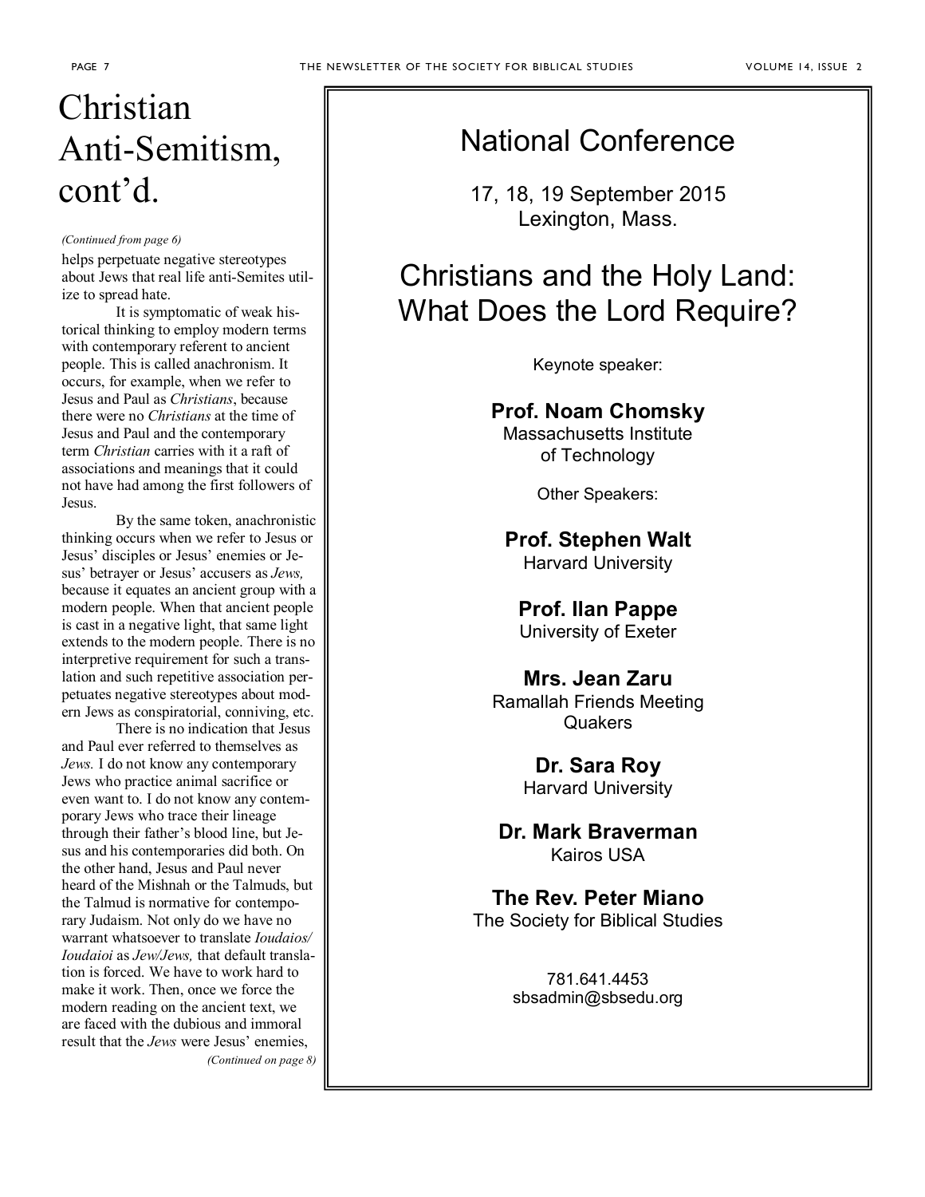# Christian Anti-Semitism, cont'd.

*(Continued from page 6)*

helps perpetuate negative stereotypes about Jews that real life anti-Semites utilize to spread hate.

It is symptomatic of weak historical thinking to employ modern terms with contemporary referent to ancient people. This is called anachronism. It occurs, for example, when we refer to Jesus and Paul as *Christians*, because there were no *Christians* at the time of Jesus and Paul and the contemporary term *Christian* carries with it a raft of associations and meanings that it could not have had among the first followers of Jesus.

By the same token, anachronistic thinking occurs when we refer to Jesus or Jesus' disciples or Jesus' enemies or Jesus' betrayer or Jesus' accusers as *Jews,* because it equates an ancient group with a modern people. When that ancient people is cast in a negative light, that same light extends to the modern people. There is no interpretive requirement for such a translation and such repetitive association perpetuates negative stereotypes about modern Jews as conspiratorial, conniving, etc.

There is no indication that Jesus and Paul ever referred to themselves as *Jews.* I do not know any contemporary Jews who practice animal sacrifice or even want to. I do not know any contemporary Jews who trace their lineage through their father's blood line, but Jesus and his contemporaries did both. On the other hand, Jesus and Paul never heard of the Mishnah or the Talmuds, but the Talmud is normative for contemporary Judaism. Not only do we have no warrant whatsoever to translate *Ioudaios/Ioudaioi* as *Jew/Jews,* that default translation is forced. We have to work hard to make it work. Then, once we force the modern reading on the ancient text, we are faced with the dubious and immoral result that the *Jews* were Jesus' enemies,

*(Continued on page 8)*

---

## National Conference

17, 18, 19 September 2015
Lexington, Mass.

## Christians and the Holy Land: What Does the Lord Require?

Keynote speaker:

**Prof. Noam Chomsky**
Massachusetts Institute of Technology

Other Speakers:

**Prof. Stephen Walt**
Harvard University

**Prof. Ilan Pappe**
University of Exeter

**Mrs. Jean Zaru**
Ramallah Friends Meeting
Quakers

**Dr. Sara Roy**
Harvard University

**Dr. Mark Braverman**
Kairos USA

**The Rev. Peter Miano**
The Society for Biblical Studies

781.641.4453
sbsadmin@sbsedu.org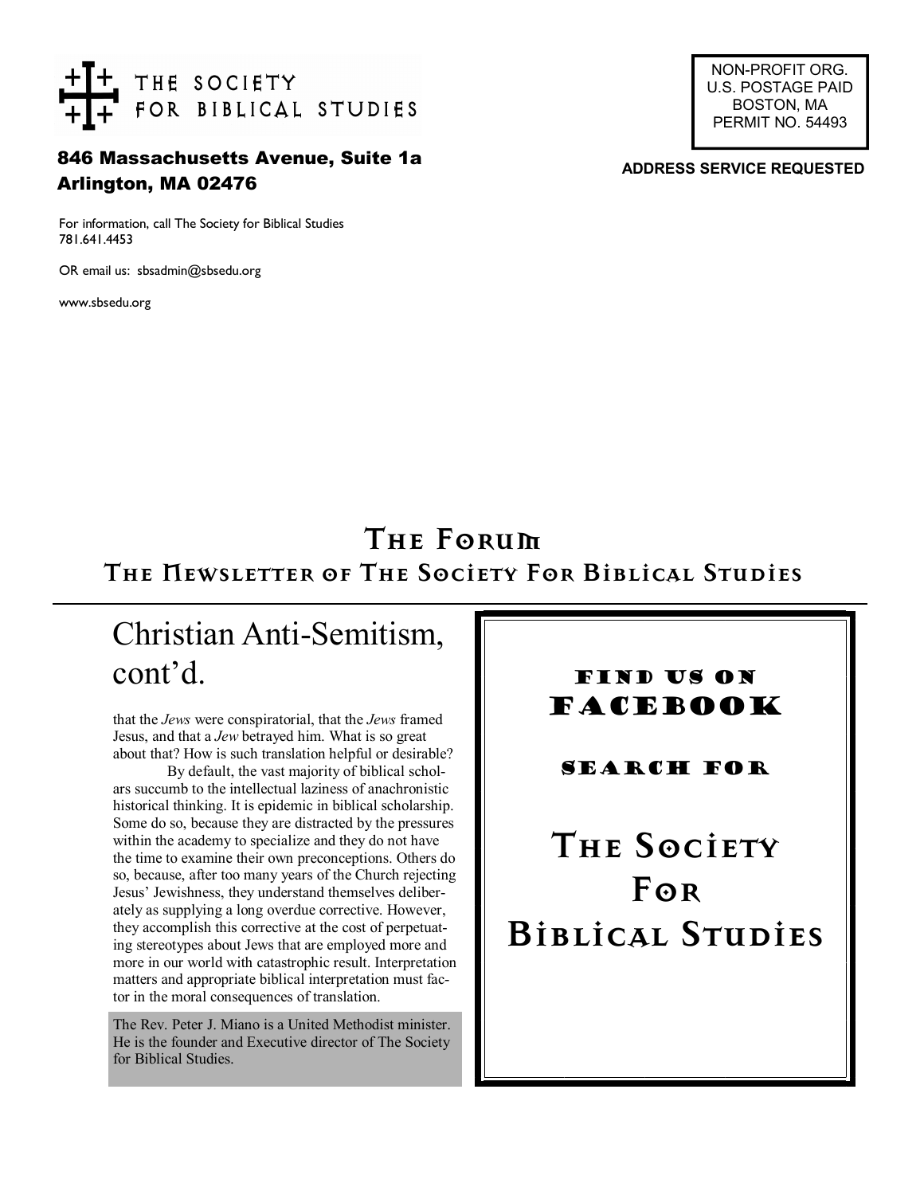THE SOCIETY FOR BIBLICAL STUDIES

**846 Massachusetts Avenue, Suite 1a**
**Arlington, MA 02476**

For information, call The Society for Biblical Studies
781.641.4453

OR email us: sbsadmin@sbsedu.org

www.sbsedu.org

NON-PROFIT ORG.
U.S. POSTAGE PAID
BOSTON, MA
PERMIT NO. 54493

**ADDRESS SERVICE REQUESTED**

# The Forum

## The Newsletter of The Society For Biblical Studies

## Christian Anti-Semitism, cont'd.

that the *Jews* were conspiratorial, that the *Jews* framed Jesus, and that a *Jew* betrayed him. What is so great about that? How is such translation helpful or desirable?

By default, the vast majority of biblical scholars succumb to the intellectual laziness of anachronistic historical thinking. It is epidemic in biblical scholarship. Some do so, because they are distracted by the pressures within the academy to specialize and they do not have the time to examine their own preconceptions. Others do so, because, after too many years of the Church rejecting Jesus' Jewishness, they understand themselves deliberately as supplying a long overdue corrective. However, they accomplish this corrective at the cost of perpetuating stereotypes about Jews that are employed more and more in our world with catastrophic result. Interpretation matters and appropriate biblical interpretation must factor in the moral consequences of translation.

The Rev. Peter J. Miano is a United Methodist minister. He is the founder and Executive director of The Society for Biblical Studies.

**FIND US ON FACEBOOK**

**SEARCH FOR**

**The Society For Biblical Studies**